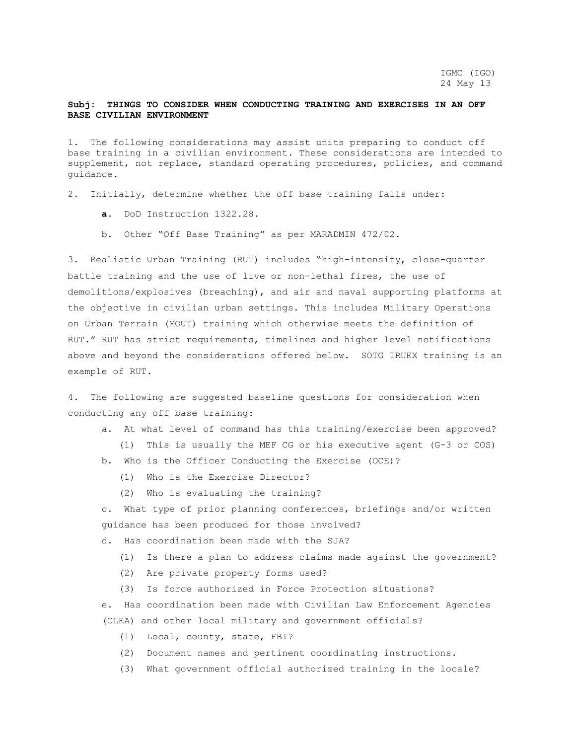IGMC (IGO)
24 May 13

**Subj: THINGS TO CONSIDER WHEN CONDUCTING TRAINING AND EXERCISES IN AN OFF BASE CIVILIAN ENVIRONMENT**

1. The following considerations may assist units preparing to conduct off base training in a civilian environment. These considerations are intended to supplement, not replace, standard operating procedures, policies, and command guidance.

2. Initially, determine whether the off base training falls under:

   **a**. DoD Instruction 1322.28.

   b. Other "Off Base Training" as per MARADMIN 472/02.

3. Realistic Urban Training (RUT) includes "high-intensity, close-quarter battle training and the use of live or non-lethal fires, the use of demolitions/explosives (breaching), and air and naval supporting platforms at the objective in civilian urban settings. This includes Military Operations on Urban Terrain (MOUT) training which otherwise meets the definition of RUT." RUT has strict requirements, timelines and higher level notifications above and beyond the considerations offered below. SOTG TRUEX training is an example of RUT.

4. The following are suggested baseline questions for consideration when conducting any off base training:

   a. At what level of command has this training/exercise been approved?

      (1) This is usually the MEF CG or his executive agent (G-3 or COS)

   b. Who is the Officer Conducting the Exercise (OCE)?

      (1) Who is the Exercise Director?

      (2) Who is evaluating the training?

   c. What type of prior planning conferences, briefings and/or written guidance has been produced for those involved?

   d. Has coordination been made with the SJA?

      (1) Is there a plan to address claims made against the government?

      (2) Are private property forms used?

      (3) Is force authorized in Force Protection situations?

   e. Has coordination been made with Civilian Law Enforcement Agencies (CLEA) and other local military and government officials?

      (1) Local, county, state, FBI?

      (2) Document names and pertinent coordinating instructions.

      (3) What government official authorized training in the locale?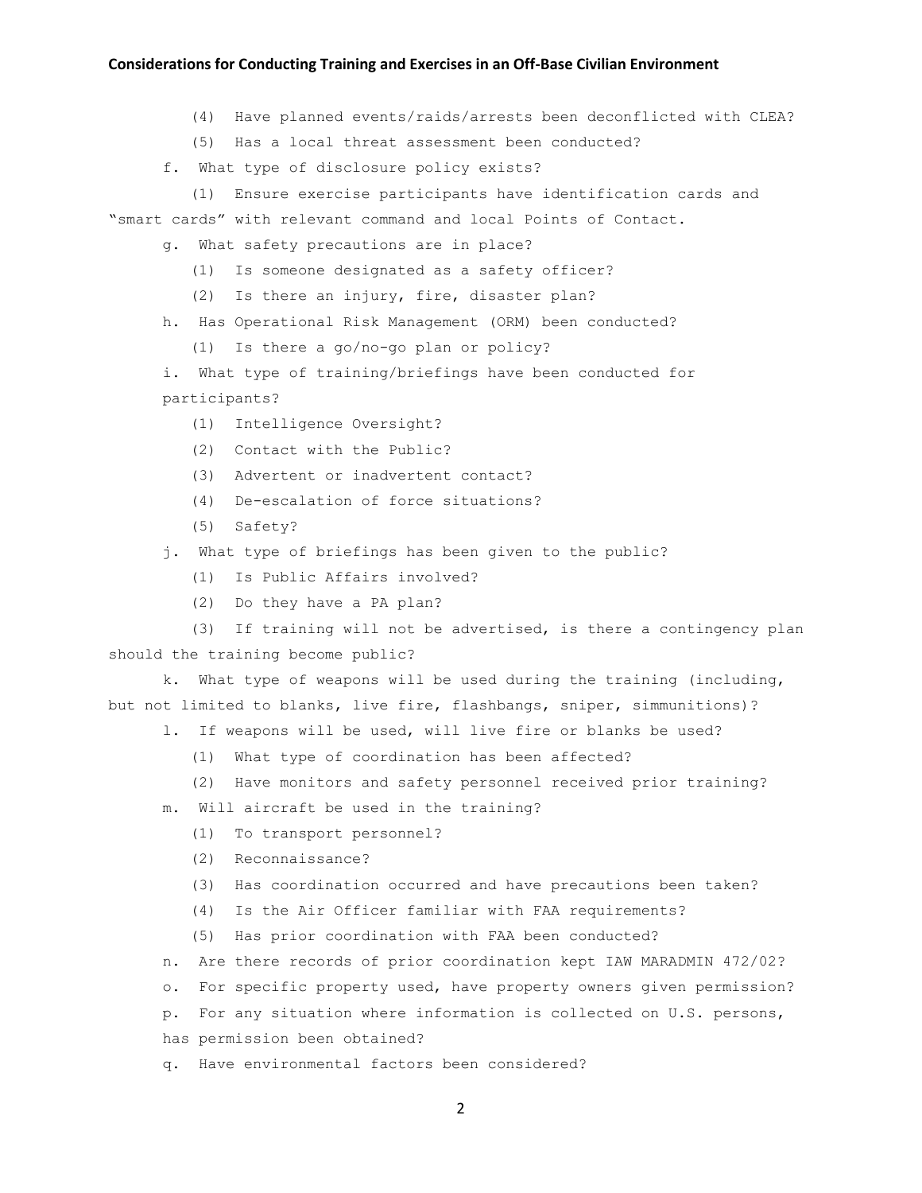(4) Have planned events/raids/arrests been deconflicted with CLEA?

(5) Has a local threat assessment been conducted?

f. What type of disclosure policy exists?

(1) Ensure exercise participants have identification cards and "smart cards" with relevant command and local Points of Contact.

g. What safety precautions are in place?

(1) Is someone designated as a safety officer?

(2) Is there an injury, fire, disaster plan?

h. Has Operational Risk Management (ORM) been conducted?

(1) Is there a go/no-go plan or policy?

i. What type of training/briefings have been conducted for participants?

(1) Intelligence Oversight?

(2) Contact with the Public?

(3) Advertent or inadvertent contact?

(4) De-escalation of force situations?

(5) Safety?

j. What type of briefings has been given to the public?

(1) Is Public Affairs involved?

(2) Do they have a PA plan?

(3) If training will not be advertised, is there a contingency plan should the training become public?

k. What type of weapons will be used during the training (including, but not limited to blanks, live fire, flashbangs, sniper, simmunitions)?

l. If weapons will be used, will live fire or blanks be used?

(1) What type of coordination has been affected?

(2) Have monitors and safety personnel received prior training?

m. Will aircraft be used in the training?

(1) To transport personnel?

(2) Reconnaissance?

(3) Has coordination occurred and have precautions been taken?

(4) Is the Air Officer familiar with FAA requirements?

(5) Has prior coordination with FAA been conducted?

n. Are there records of prior coordination kept IAW MARADMIN 472/02?

o. For specific property used, have property owners given permission?

p. For any situation where information is collected on U.S. persons, has permission been obtained?

q. Have environmental factors been considered?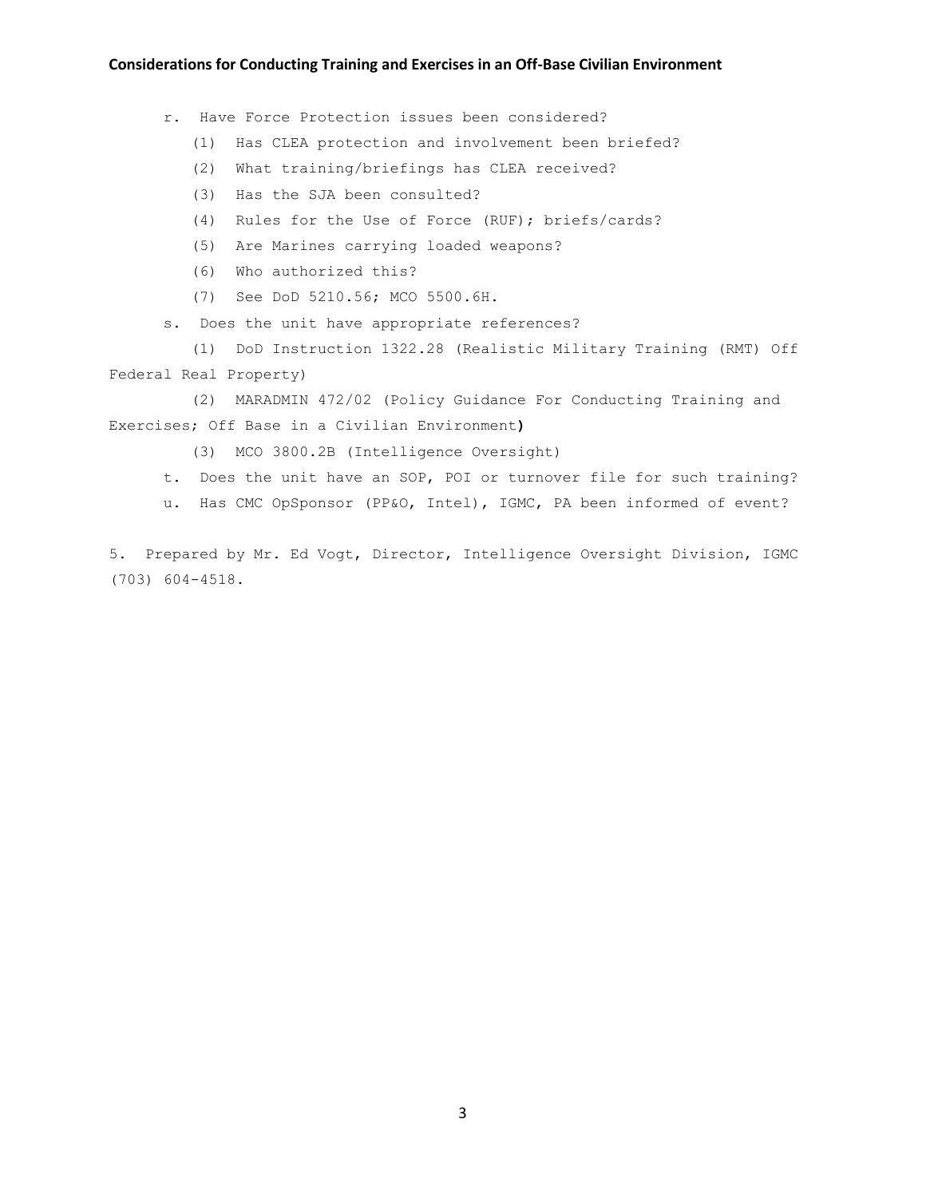r. Have Force Protection issues been considered?

(1) Has CLEA protection and involvement been briefed?

(2) What training/briefings has CLEA received?

(3) Has the SJA been consulted?

(4) Rules for the Use of Force (RUF); briefs/cards?

(5) Are Marines carrying loaded weapons?

(6) Who authorized this?

(7) See DoD 5210.56; MCO 5500.6H.

s. Does the unit have appropriate references?

(1) DoD Instruction 1322.28 (Realistic Military Training (RMT) Off Federal Real Property)

(2) MARADMIN 472/02 (Policy Guidance For Conducting Training and Exercises; Off Base in a Civilian Environment)

(3) MCO 3800.2B (Intelligence Oversight)

t. Does the unit have an SOP, POI or turnover file for such training?

u. Has CMC OpSponsor (PP&O, Intel), IGMC, PA been informed of event?

5. Prepared by Mr. Ed Vogt, Director, Intelligence Oversight Division, IGMC (703) 604-4518.